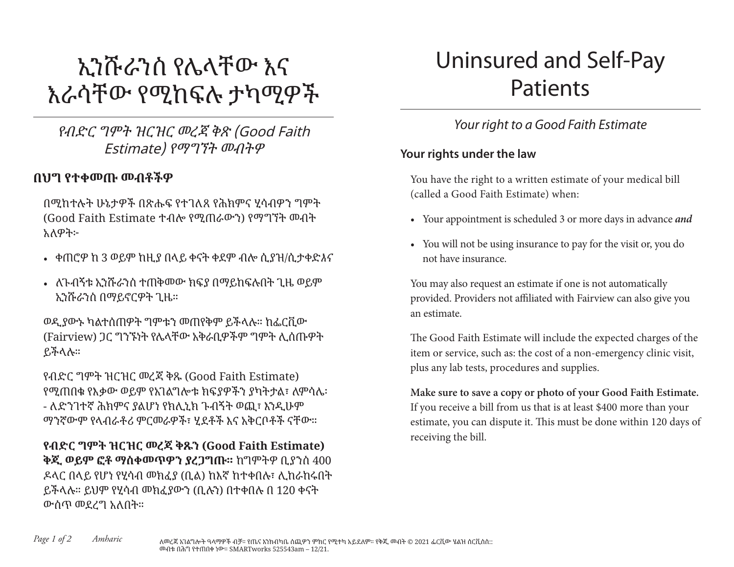# ኢንሹራንስ የሌላቸው እና እራሳቸው የሚከፍሉ ታካሚዎች

*የብድር ግምት ዝርዝር መረጃ ቅጽ (Good Faith Estimate) የማግኘት መብትዎ*

## በህግ የተቀመጡ መብቶችዎ

በሚከተሉት ሁኔታዎች በጽሑፍ የተገለጸ የሕክምና ሂሳብዎን ግምት (Good Faith Estimate ተብሎ የሚጠራውን) የማግኘት መብት አለዎት፦

- ቀጠሮዎ ከ 3 ወይም ከዚያ በላይ ቀናት ቀደም ብሎ ሲያዝ/ሲታቀድእና
- ለጉብኝቱ ኢንሹራንስ ተጠቅመው ክፍያ በማይከፍሉበት ጊዜ ወይም ኢንሹራንስ በማይኖርዎት ጊዜ።

ወዲያውኑ ካልተሰጠዎት ግምቱን መጠየቅም ይችላሉ። ከፌርቪው (Fairview) ጋር ግንኙነት የሌላቸው አቅራቢዎችም ግምት ሊሰጡዎት ይችላሉ።

የብድር ግምት ዝርዝር መረጃ ቅጹ (Good Faith Estimate) የሚጠበቁ የእቃው ወይም የአገልግሎቱ ክፍያዎችን ያካትታል፣ ለምሳሌ፡ - ለድንገተኛ ሕክምና ያልሆነ የክሊኒክ ጉብኝት ወጪ፣ እንዲሁም ማንኛውም የላብራቶሪ ምርመራዎች፣ ሂደቶች እና አቅርቦቶች ናቸው።

**የብድር ግምት ዝርዝር መረጃ ቅጹን (Good Faith Estimate) ቅጂ ወይም ፎቶ ማስቀመጥዎን ያረጋግጡ።** ከግምትዎ ቢያንስ 400 ዶላር በላይ የሆነ የሂሳብ መክፈያ (ቢል) ከእኛ ከተቀበሉ፣ ሊከራከሩበት ይችላሉ። ይህም የሂሳብ መክፈያውን (ቢሉን) በተቀበሉ በ 120 ቀናት ውስጥ መደረግ አለበት።

# Uninsured and Self-Pay Patients

*Your right to a Good Faith Estimate*

## Your rights under the law

You have the right to a written estimate of your medical bill (called a Good Faith Estimate) when:

- Your appointment is scheduled 3 or more days in advance ***and***
- You will not be using insurance to pay for the visit or, you do not have insurance.

You may also request an estimate if one is not automatically provided. Providers not affiliated with Fairview can also give you an estimate.

The Good Faith Estimate will include the expected charges of the item or service, such as: the cost of a non-emergency clinic visit, plus any lab tests, procedures and supplies.

**Make sure to save a copy or photo of your Good Faith Estimate.** If you receive a bill from us that is at least $400 more than your estimate, you can dispute it. This must be done within 120 days of receiving the bill.

ለመረጃ አገልግሎት ዓላማዎች ብቻ። የጤና እንክብካቤ ሰጪዎን ምክር የሚተካ አይደለም። የቅጂ መብት © 2021 ፌርቪው ሄልዝ ሰርቪሰስ። መብቱ በሕግ የተጠበቀ ነው። SMARTworks 525543am – 12/21.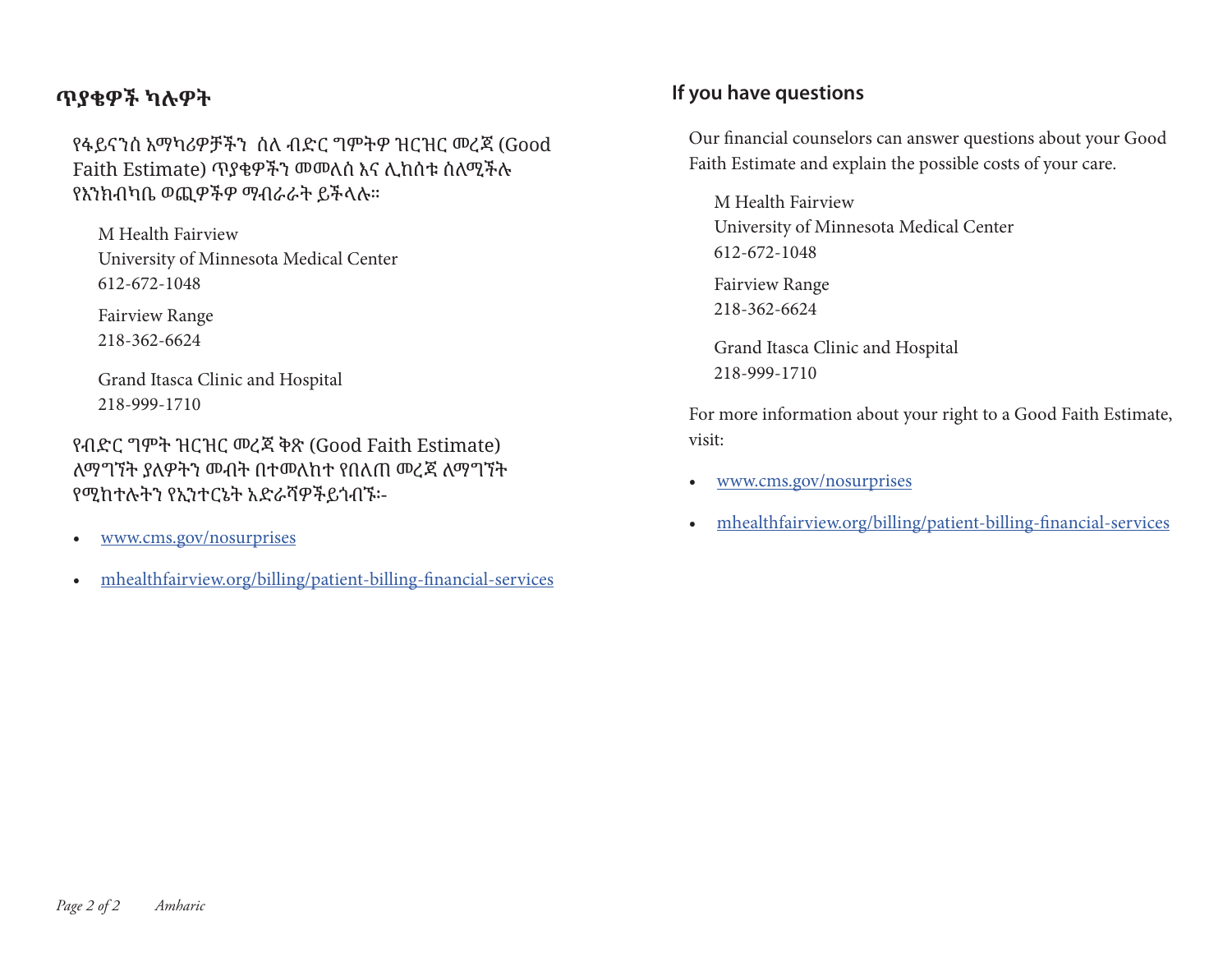## ጥያቄዎች ካሉዎት

የፋይናንስ አማካሪዎቻችን ስለ ብድር ግምትዎ ዝርዝር መረጃ (Good Faith Estimate) ጥያቄዎችን መመለስ እና ሊከሰቱ ስለሚችሉ የእንክብካቤ ወጪዎችዎ ማብራራት ይችላሉ።

M Health Fairview
University of Minnesota Medical Center
612-672-1048

Fairview Range
218-362-6624

Grand Itasca Clinic and Hospital
218-999-1710

የብድር ግምት ዝርዝር መረጃ ቅጽ (Good Faith Estimate) ለማግኘት ያለዎትን መብት በተመለከተ የበለጠ መረጃ ለማግኘት የሚከተሉትን የኢንተርኔት አድራሻዎችይጎብኙ፡-

- www.cms.gov/nosurprises
- mhealthfairview.org/billing/patient-billing-financial-services

## If you have questions

Our financial counselors can answer questions about your Good Faith Estimate and explain the possible costs of your care.

M Health Fairview
University of Minnesota Medical Center
612-672-1048

Fairview Range
218-362-6624

Grand Itasca Clinic and Hospital
218-999-1710

For more information about your right to a Good Faith Estimate, visit:

- www.cms.gov/nosurprises
- mhealthfairview.org/billing/patient-billing-financial-services